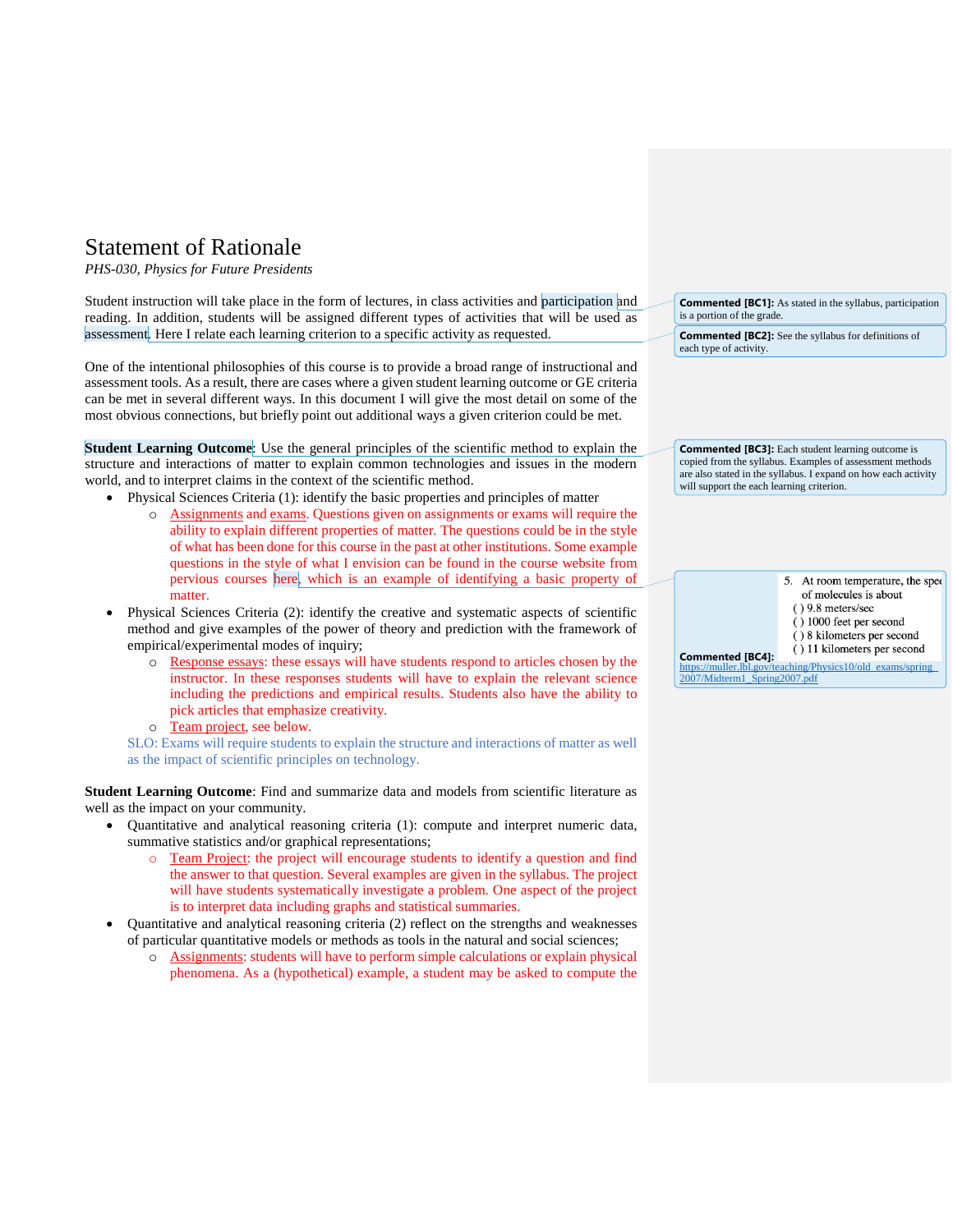# Statement of Rationale

*PHS-030, Physics for Future Presidents*

Student instruction will take place in the form of lectures, in class activities and participation and reading. In addition, students will be assigned different types of activities that will be used as assessment. Here I relate each learning criterion to a specific activity as requested.

One of the intentional philosophies of this course is to provide a broad range of instructional and assessment tools. As a result, there are cases where a given student learning outcome or GE criteria can be met in several different ways. In this document I will give the most detail on some of the most obvious connections, but briefly point out additional ways a given criterion could be met.

**Student Learning Outcome**: Use the general principles of the scientific method to explain the structure and interactions of matter to explain common technologies and issues in the modern world, and to interpret claims in the context of the scientific method.

- Physical Sciences Criteria (1): identify the basic properties and principles of matter
  - Assignments and exams. Questions given on assignments or exams will require the ability to explain different properties of matter. The questions could be in the style of what has been done for this course in the past at other institutions. Some example questions in the style of what I envision can be found in the course website from pervious courses here, which is an example of identifying a basic property of matter.
- Physical Sciences Criteria (2): identify the creative and systematic aspects of scientific method and give examples of the power of theory and prediction with the framework of empirical/experimental modes of inquiry;
  - Response essays: these essays will have students respond to articles chosen by the instructor. In these responses students will have to explain the relevant science including the predictions and empirical results. Students also have the ability to pick articles that emphasize creativity.
  - Team project, see below.

  SLO: Exams will require students to explain the structure and interactions of matter as well as the impact of scientific principles on technology.

**Student Learning Outcome**: Find and summarize data and models from scientific literature as well as the impact on your community.

- Quantitative and analytical reasoning criteria (1): compute and interpret numeric data, summative statistics and/or graphical representations;
  - Team Project: the project will encourage students to identify a question and find the answer to that question. Several examples are given in the syllabus. The project will have students systematically investigate a problem. One aspect of the project is to interpret data including graphs and statistical summaries.
- Quantitative and analytical reasoning criteria (2) reflect on the strengths and weaknesses of particular quantitative models or methods as tools in the natural and social sciences;
  - Assignments: students will have to perform simple calculations or explain physical phenomena. As a (hypothetical) example, a student may be asked to compute the

---

**Commented [BC1]:** As stated in the syllabus, participation is a portion of the grade.

**Commented [BC2]:** See the syllabus for definitions of each type of activity.

**Commented [BC3]:** Each student learning outcome is copied from the syllabus. Examples of assessment methods are also stated in the syllabus. I expand on how each activity will support the each learning criterion.

**Commented [BC4]:**

5. At room temperature, the spee[d] of molecules is about
   ( ) 9.8 meters/sec
   ( ) 1000 feet per second
   ( ) 8 kilometers per second
   ( ) 11 kilometers per second

https://muller.lbl.gov/teaching/Physics10/old_exams/spring_2007/Midterm1_Spring2007.pdf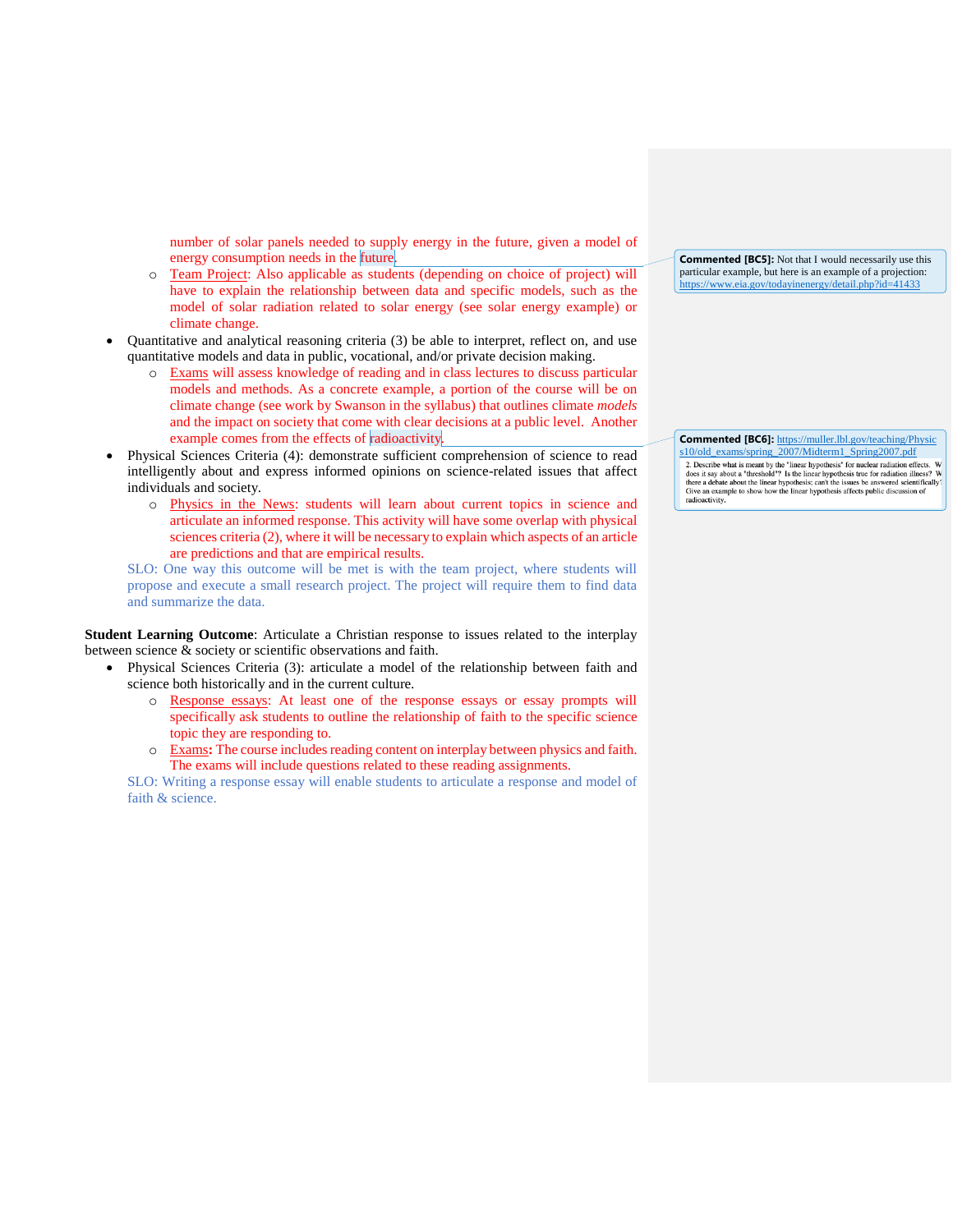number of solar panels needed to supply energy in the future, given a model of energy consumption needs in the future.

- Team Project: Also applicable as students (depending on choice of project) will have to explain the relationship between data and specific models, such as the model of solar radiation related to solar energy (see solar energy example) or climate change.

- Quantitative and analytical reasoning criteria (3) be able to interpret, reflect on, and use quantitative models and data in public, vocational, and/or private decision making.
  - Exams will assess knowledge of reading and in class lectures to discuss particular models and methods. As a concrete example, a portion of the course will be on climate change (see work by Swanson in the syllabus) that outlines climate *models* and the impact on society that come with clear decisions at a public level. Another example comes from the effects of radioactivity.
- Physical Sciences Criteria (4): demonstrate sufficient comprehension of science to read intelligently about and express informed opinions on science-related issues that affect individuals and society.
  - Physics in the News: students will learn about current topics in science and articulate an informed response. This activity will have some overlap with physical sciences criteria (2), where it will be necessary to explain which aspects of an article are predictions and that are empirical results.

SLO: One way this outcome will be met is with the team project, where students will propose and execute a small research project. The project will require them to find data and summarize the data.

**Student Learning Outcome**: Articulate a Christian response to issues related to the interplay between science & society or scientific observations and faith.

- Physical Sciences Criteria (3): articulate a model of the relationship between faith and science both historically and in the current culture.
  - Response essays: At least one of the response essays or essay prompts will specifically ask students to outline the relationship of faith to the specific science topic they are responding to.
  - Exams**:** The course includes reading content on interplay between physics and faith. The exams will include questions related to these reading assignments.

SLO: Writing a response essay will enable students to articulate a response and model of faith & science.

**Commented [BC5]:** Not that I would necessarily use this particular example, but here is an example of a projection: https://www.eia.gov/todayinenergy/detail.php?id=41433

**Commented [BC6]:** https://muller.lbl.gov/teaching/Physics10/old_exams/spring_2007/Midterm1_Spring2007.pdf

2. Describe what is meant by the "linear hypothesis" for nuclear radiation effects. What does it say about a "threshold"? Is the linear hypothesis true for radiation illness? Why is there a debate about the linear hypothesis; can't the issues be answered scientifically? Give an example to show how the linear hypothesis affects public discussion of radioactivity.